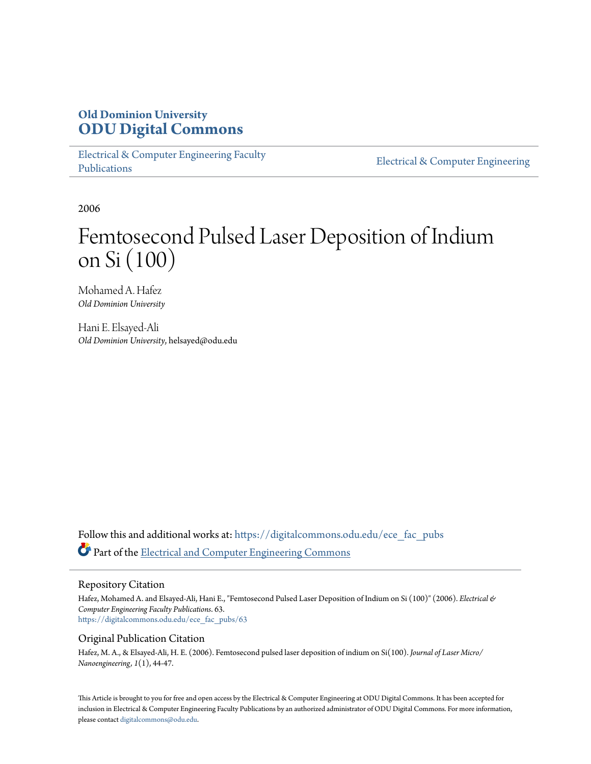**Old Dominion University**
# ODU Digital Commons

Electrical & Computer Engineering Faculty Publications | Electrical & Computer Engineering

2006

# Femtosecond Pulsed Laser Deposition of Indium on Si (100)

Mohamed A. Hafez
*Old Dominion University*

Hani E. Elsayed-Ali
*Old Dominion University*, helsayed@odu.edu

Follow this and additional works at: https://digitalcommons.odu.edu/ece_fac_pubs

Part of the Electrical and Computer Engineering Commons

## Repository Citation

Hafez, Mohamed A. and Elsayed-Ali, Hani E., "Femtosecond Pulsed Laser Deposition of Indium on Si (100)" (2006). *Electrical & Computer Engineering Faculty Publications*. 63.
https://digitalcommons.odu.edu/ece_fac_pubs/63

## Original Publication Citation

Hafez, M. A., & Elsayed-Ali, H. E. (2006). Femtosecond pulsed laser deposition of indium on Si(100). *Journal of Laser Micro/Nanoengineering, 1*(1), 44-47.

This Article is brought to you for free and open access by the Electrical & Computer Engineering at ODU Digital Commons. It has been accepted for inclusion in Electrical & Computer Engineering Faculty Publications by an authorized administrator of ODU Digital Commons. For more information, please contact digitalcommons@odu.edu.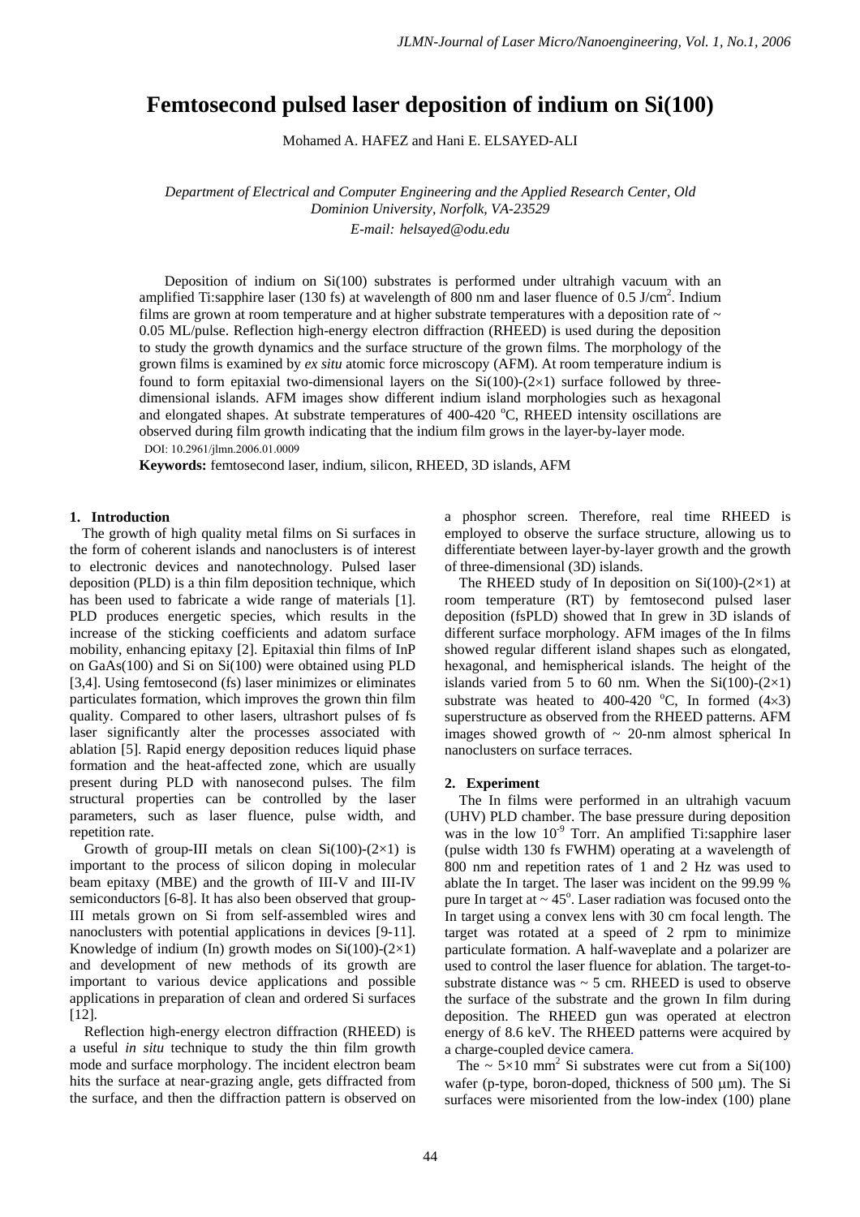# Femtosecond pulsed laser deposition of indium on Si(100)

Mohamed A. HAFEZ and Hani E. ELSAYED-ALI

*Department of Electrical and Computer Engineering and the Applied Research Center, Old Dominion University, Norfolk, VA-23529*

*E-mail: helsayed@odu.edu*

Deposition of indium on Si(100) substrates is performed under ultrahigh vacuum with an amplified Ti:sapphire laser (130 fs) at wavelength of 800 nm and laser fluence of 0.5 J/cm$^2$. Indium films are grown at room temperature and at higher substrate temperatures with a deposition rate of ~ 0.05 ML/pulse. Reflection high-energy electron diffraction (RHEED) is used during the deposition to study the growth dynamics and the surface structure of the grown films. The morphology of the grown films is examined by *ex situ* atomic force microscopy (AFM). At room temperature indium is found to form epitaxial two-dimensional layers on the Si(100)-(2×1) surface followed by three-dimensional islands. AFM images show different indium island morphologies such as hexagonal and elongated shapes. At substrate temperatures of 400-420 °C, RHEED intensity oscillations are observed during film growth indicating that the indium film grows in the layer-by-layer mode.

DOI: 10.2961/jlmn.2006.01.0009

**Keywords:** femtosecond laser, indium, silicon, RHEED, 3D islands, AFM

## 1. Introduction

The growth of high quality metal films on Si surfaces in the form of coherent islands and nanoclusters is of interest to electronic devices and nanotechnology. Pulsed laser deposition (PLD) is a thin film deposition technique, which has been used to fabricate a wide range of materials [1]. PLD produces energetic species, which results in the increase of the sticking coefficients and adatom surface mobility, enhancing epitaxy [2]. Epitaxial thin films of InP on GaAs(100) and Si on Si(100) were obtained using PLD [3,4]. Using femtosecond (fs) laser minimizes or eliminates particulates formation, which improves the grown thin film quality. Compared to other lasers, ultrashort pulses of fs laser significantly alter the processes associated with ablation [5]. Rapid energy deposition reduces liquid phase formation and the heat-affected zone, which are usually present during PLD with nanosecond pulses. The film structural properties can be controlled by the laser parameters, such as laser fluence, pulse width, and repetition rate.

Growth of group-III metals on clean Si(100)-(2×1) is important to the process of silicon doping in molecular beam epitaxy (MBE) and the growth of III-V and III-IV semiconductors [6-8]. It has also been observed that group-III metals grown on Si from self-assembled wires and nanoclusters with potential applications in devices [9-11]. Knowledge of indium (In) growth modes on Si(100)-(2×1) and development of new methods of its growth are important to various device applications and possible applications in preparation of clean and ordered Si surfaces [12].

Reflection high-energy electron diffraction (RHEED) is a useful *in situ* technique to study the thin film growth mode and surface morphology. The incident electron beam hits the surface at near-grazing angle, gets diffracted from the surface, and then the diffraction pattern is observed on a phosphor screen. Therefore, real time RHEED is employed to observe the surface structure, allowing us to differentiate between layer-by-layer growth and the growth of three-dimensional (3D) islands.

The RHEED study of In deposition on Si(100)-(2×1) at room temperature (RT) by femtosecond pulsed laser deposition (fsPLD) showed that In grew in 3D islands of different surface morphology. AFM images of the In films showed regular different island shapes such as elongated, hexagonal, and hemispherical islands. The height of the islands varied from 5 to 60 nm. When the Si(100)-(2×1) substrate was heated to 400-420 °C, In formed (4×3) superstructure as observed from the RHEED patterns. AFM images showed growth of ~ 20-nm almost spherical In nanoclusters on surface terraces.

## 2. Experiment

The In films were performed in an ultrahigh vacuum (UHV) PLD chamber. The base pressure during deposition was in the low $10^{-9}$ Torr. An amplified Ti:sapphire laser (pulse width 130 fs FWHM) operating at a wavelength of 800 nm and repetition rates of 1 and 2 Hz was used to ablate the In target. The laser was incident on the 99.99 % pure In target at ~ 45°. Laser radiation was focused onto the In target using a convex lens with 30 cm focal length. The target was rotated at a speed of 2 rpm to minimize particulate formation. A half-waveplate and a polarizer are used to control the laser fluence for ablation. The target-to-substrate distance was ~ 5 cm. RHEED is used to observe the surface of the substrate and the grown In film during deposition. The RHEED gun was operated at electron energy of 8.6 keV. The RHEED patterns were acquired by a charge-coupled device camera.

The ~ 5×10 mm$^2$ Si substrates were cut from a Si(100) wafer (p-type, boron-doped, thickness of 500 μm). The Si surfaces were misoriented from the low-index (100) plane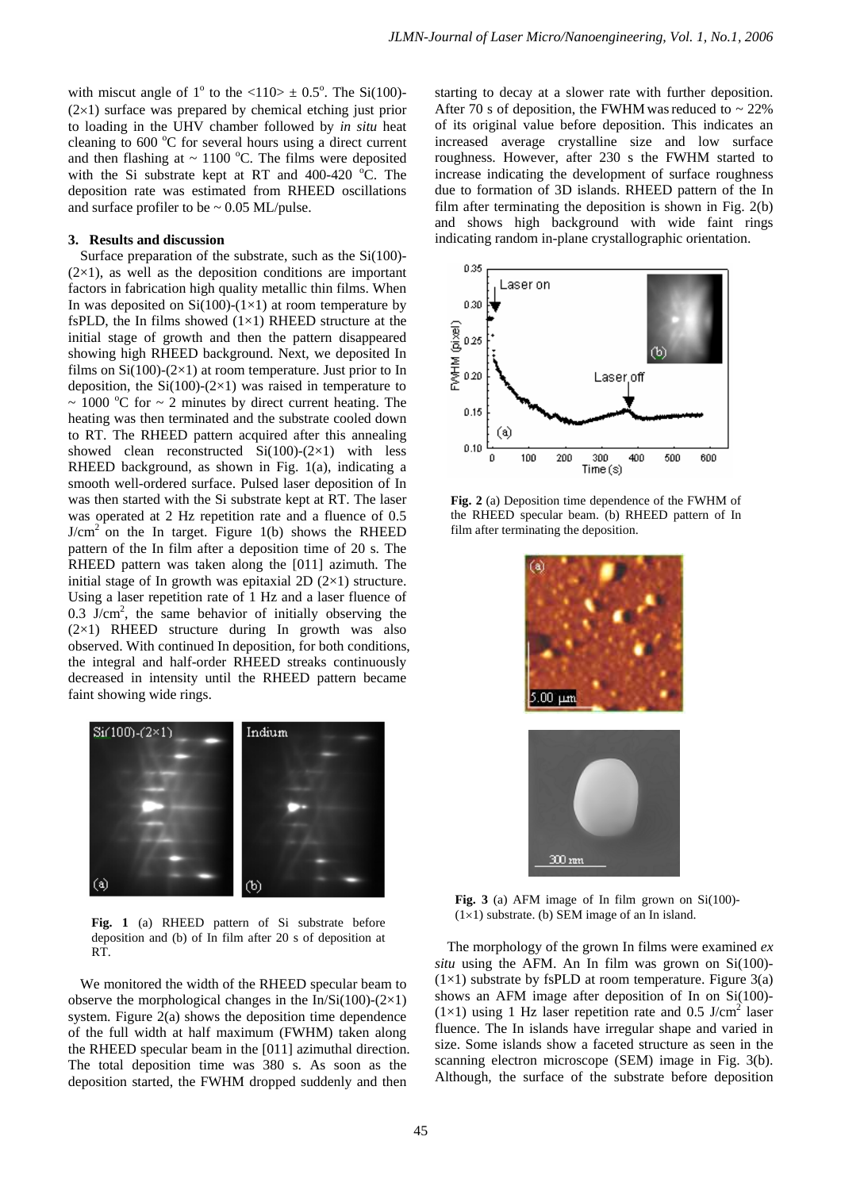with miscut angle of $1^o$ to the <110> ± $0.5^o$. The Si(100)-(2×1) surface was prepared by chemical etching just prior to loading in the UHV chamber followed by *in situ* heat cleaning to 600 °C for several hours using a direct current and then flashing at ~ 1100 °C. The films were deposited with the Si substrate kept at RT and 400-420 °C. The deposition rate was estimated from RHEED oscillations and surface profiler to be ~ 0.05 ML/pulse.

## 3. Results and discussion

Surface preparation of the substrate, such as the Si(100)-(2×1), as well as the deposition conditions are important factors in fabrication high quality metallic thin films. When In was deposited on Si(100)-(1×1) at room temperature by fsPLD, the In films showed (1×1) RHEED structure at the initial stage of growth and then the pattern disappeared showing high RHEED background. Next, we deposited In films on Si(100)-(2×1) at room temperature. Just prior to In deposition, the Si(100)-(2×1) was raised in temperature to ~ 1000 °C for ~ 2 minutes by direct current heating. The heating was then terminated and the substrate cooled down to RT. The RHEED pattern acquired after this annealing showed clean reconstructed Si(100)-(2×1) with less RHEED background, as shown in Fig. 1(a), indicating a smooth well-ordered surface. Pulsed laser deposition of In was then started with the Si substrate kept at RT. The laser was operated at 2 Hz repetition rate and a fluence of 0.5 $J/cm^2$ on the In target. Figure 1(b) shows the RHEED pattern of the In film after a deposition time of 20 s. The RHEED pattern was taken along the [011] azimuth. The initial stage of In growth was epitaxial 2D (2×1) structure. Using a laser repetition rate of 1 Hz and a laser fluence of 0.3 $J/cm^2$, the same behavior of initially observing the (2×1) RHEED structure during In growth was also observed. With continued In deposition, for both conditions, the integral and half-order RHEED streaks continuously decreased in intensity until the RHEED pattern became faint showing wide rings.

**Fig. 1** (a) RHEED pattern of Si substrate before deposition and (b) of In film after 20 s of deposition at RT.

We monitored the width of the RHEED specular beam to observe the morphological changes in the In/Si(100)-(2×1) system. Figure 2(a) shows the deposition time dependence of the full width at half maximum (FWHM) taken along the RHEED specular beam in the [011] azimuthal direction. The total deposition time was 380 s. As soon as the deposition started, the FWHM dropped suddenly and then starting to decay at a slower rate with further deposition. After 70 s of deposition, the FWHM was reduced to ~ 22% of its original value before deposition. This indicates an increased average crystalline size and low surface roughness. However, after 230 s the FWHM started to increase indicating the development of surface roughness due to formation of 3D islands. RHEED pattern of the In film after terminating the deposition is shown in Fig. 2(b) and shows high background with wide faint rings indicating random in-plane crystallographic orientation.

**Fig. 2** (a) Deposition time dependence of the FWHM of the RHEED specular beam. (b) RHEED pattern of In film after terminating the deposition.

**Fig. 3** (a) AFM image of In film grown on Si(100)-(1×1) substrate. (b) SEM image of an In island.

The morphology of the grown In films were examined *ex situ* using the AFM. An In film was grown on Si(100)-(1×1) substrate by fsPLD at room temperature. Figure 3(a) shows an AFM image after deposition of In on Si(100)-(1×1) using 1 Hz laser repetition rate and 0.5 $J/cm^2$ laser fluence. The In islands have irregular shape and varied in size. Some islands show a faceted structure as seen in the scanning electron microscope (SEM) image in Fig. 3(b). Although, the surface of the substrate before deposition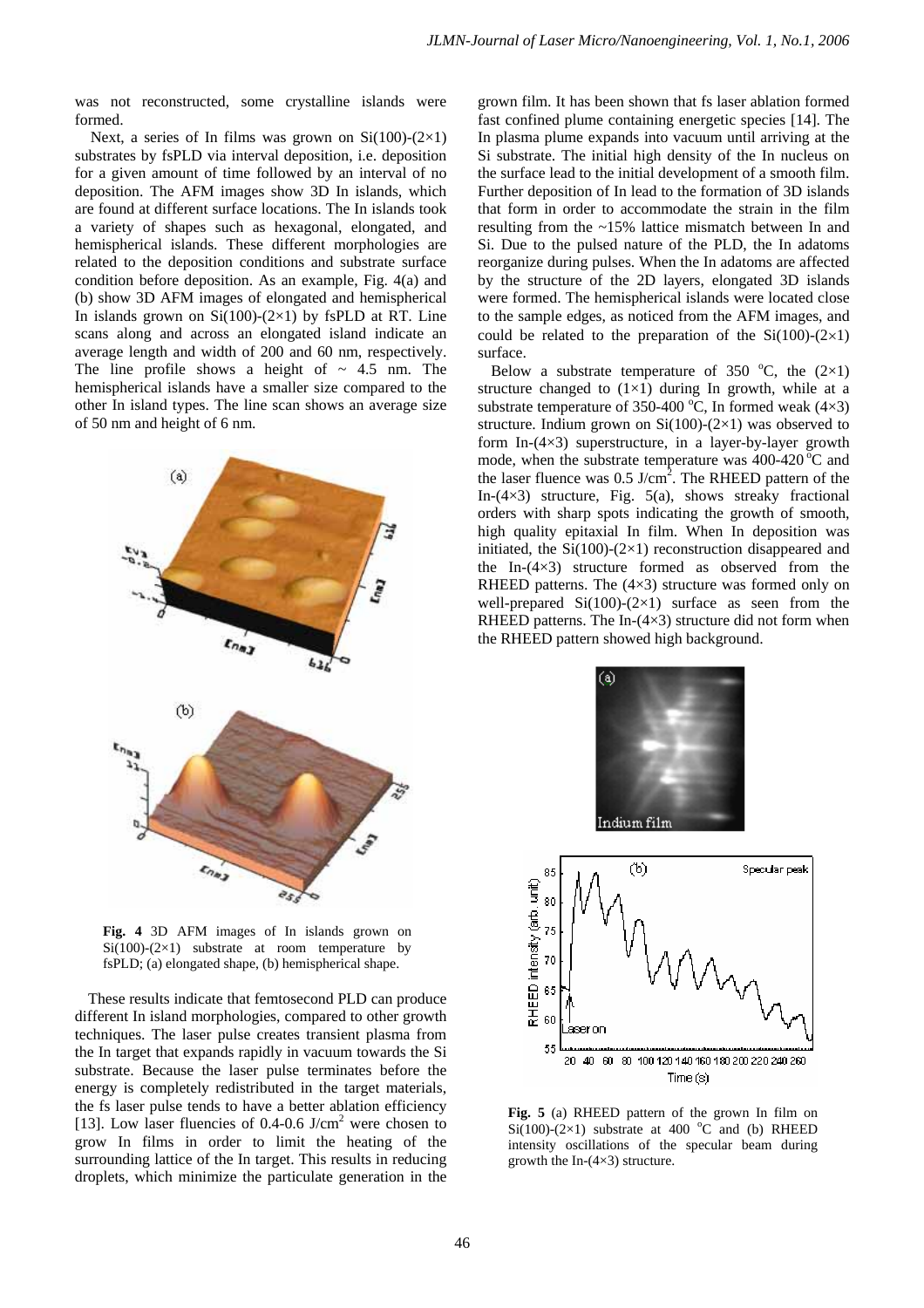was not reconstructed, some crystalline islands were formed.

Next, a series of In films was grown on Si(100)-(2×1) substrates by fsPLD via interval deposition, i.e. deposition for a given amount of time followed by an interval of no deposition. The AFM images show 3D In islands, which are found at different surface locations. The In islands took a variety of shapes such as hexagonal, elongated, and hemispherical islands. These different morphologies are related to the deposition conditions and substrate surface condition before deposition. As an example, Fig. 4(a) and (b) show 3D AFM images of elongated and hemispherical In islands grown on Si(100)-(2×1) by fsPLD at RT. Line scans along and across an elongated island indicate an average length and width of 200 and 60 nm, respectively. The line profile shows a height of ~ 4.5 nm. The hemispherical islands have a smaller size compared to the other In island types. The line scan shows an average size of 50 nm and height of 6 nm.

**Fig. 4** 3D AFM images of In islands grown on Si(100)-(2×1) substrate at room temperature by fsPLD; (a) elongated shape, (b) hemispherical shape.

These results indicate that femtosecond PLD can produce different In island morphologies, compared to other growth techniques. The laser pulse creates transient plasma from the In target that expands rapidly in vacuum towards the Si substrate. Because the laser pulse terminates before the energy is completely redistributed in the target materials, the fs laser pulse tends to have a better ablation efficiency [13]. Low laser fluencies of 0.4-0.6 J/cm$^2$ were chosen to grow In films in order to limit the heating of the surrounding lattice of the In target. This results in reducing droplets, which minimize the particulate generation in the grown film. It has been shown that fs laser ablation formed fast confined plume containing energetic species [14]. The In plasma plume expands into vacuum until arriving at the Si substrate. The initial high density of the In nucleus on the surface lead to the initial development of a smooth film. Further deposition of In lead to the formation of 3D islands that form in order to accommodate the strain in the film resulting from the ~15% lattice mismatch between In and Si. Due to the pulsed nature of the PLD, the In adatoms reorganize during pulses. When the In adatoms are affected by the structure of the 2D layers, elongated 3D islands were formed. The hemispherical islands were located close to the sample edges, as noticed from the AFM images, and could be related to the preparation of the Si(100)-(2×1) surface.

Below a substrate temperature of 350 °C, the (2×1) structure changed to (1×1) during In growth, while at a substrate temperature of 350-400 °C, In formed weak (4×3) structure. Indium grown on Si(100)-(2×1) was observed to form In-(4×3) superstructure, in a layer-by-layer growth mode, when the substrate temperature was 400-420 °C and the laser fluence was 0.5 J/cm$^2$. The RHEED pattern of the In-(4×3) structure, Fig. 5(a), shows streaky fractional orders with sharp spots indicating the growth of smooth, high quality epitaxial In film. When In deposition was initiated, the Si(100)-(2×1) reconstruction disappeared and the In-(4×3) structure formed as observed from the RHEED patterns. The (4×3) structure was formed only on well-prepared Si(100)-(2×1) surface as seen from the RHEED patterns. The In-(4×3) structure did not form when the RHEED pattern showed high background.

**Fig. 5** (a) RHEED pattern of the grown In film on Si(100)-(2×1) substrate at 400 °C and (b) RHEED intensity oscillations of the specular beam during growth the In-(4×3) structure.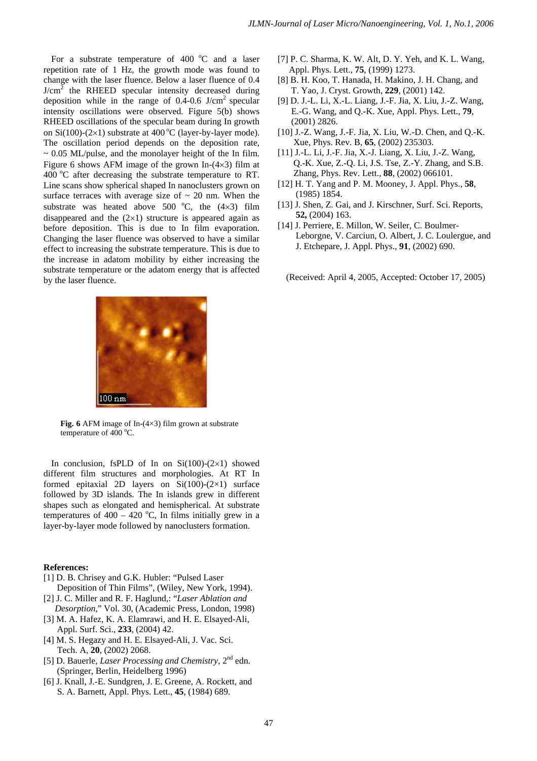For a substrate temperature of 400 °C and a laser repetition rate of 1 Hz, the growth mode was found to change with the laser fluence. Below a laser fluence of 0.4 $J/cm^2$ the RHEED specular intensity decreased during deposition while in the range of 0.4-0.6 $J/cm^2$ specular intensity oscillations were observed. Figure 5(b) shows RHEED oscillations of the specular beam during In growth on Si(100)-(2×1) substrate at 400 °C (layer-by-layer mode). The oscillation period depends on the deposition rate, ~ 0.05 ML/pulse, and the monolayer height of the In film. Figure 6 shows AFM image of the grown In-(4×3) film at 400 °C after decreasing the substrate temperature to RT. Line scans show spherical shaped In nanoclusters grown on surface terraces with average size of ~ 20 nm. When the substrate was heated above 500 °C, the (4×3) film disappeared and the (2×1) structure is appeared again as before deposition. This is due to In film evaporation. Changing the laser fluence was observed to have a similar effect to increasing the substrate temperature. This is due to the increase in adatom mobility by either increasing the substrate temperature or the adatom energy that is affected by the laser fluence.

100 nm

**Fig. 6** AFM image of In-(4×3) film grown at substrate temperature of 400 °C.

In conclusion, fsPLD of In on Si(100)-(2×1) showed different film structures and morphologies. At RT In formed epitaxial 2D layers on Si(100)-(2×1) surface followed by 3D islands. The In islands grew in different shapes such as elongated and hemispherical. At substrate temperatures of 400 – 420 °C, In films initially grew in a layer-by-layer mode followed by nanoclusters formation.

**References:**

[1] D. B. Chrisey and G.K. Hubler: "Pulsed Laser Deposition of Thin Films", (Wiley, New York, 1994).

[2] J. C. Miller and R. F. Haglund,: "*Laser Ablation and Desorption*," Vol. 30, (Academic Press, London, 1998)

[3] M. A. Hafez, K. A. Elamrawi, and H. E. Elsayed-Ali, Appl. Surf. Sci., **233**, (2004) 42.

[4] M. S. Hegazy and H. E. Elsayed-Ali, J. Vac. Sci. Tech. A, **20**, (2002) 2068.

[5] D. Bauerle, *Laser Processing and Chemistry*, 2nd edn. (Springer, Berlin, Heidelberg 1996)

[6] J. Knall, J.-E. Sundgren, J. E. Greene, A. Rockett, and S. A. Barnett, Appl. Phys. Lett., **45**, (1984) 689.

[7] P. C. Sharma, K. W. Alt, D. Y. Yeh, and K. L. Wang, Appl. Phys. Lett., **75**, (1999) 1273.

[8] B. H. Koo, T. Hanada, H. Makino, J. H. Chang, and T. Yao, J. Cryst. Growth, **229**, (2001) 142.

[9] D. J.-L. Li, X.-L. Liang, J.-F. Jia, X. Liu, J.-Z. Wang, E.-G. Wang, and Q.-K. Xue, Appl. Phys. Lett., **79**, (2001) 2826.

[10] J.-Z. Wang, J.-F. Jia, X. Liu, W.-D. Chen, and Q.-K. Xue, Phys. Rev. B, **65**, (2002) 235303.

[11] J.-L. Li, J.-F. Jia, X.-J. Liang, X. Liu, J.-Z. Wang, Q.-K. Xue, Z.-Q. Li, J.S. Tse, Z.-Y. Zhang, and S.B. Zhang, Phys. Rev. Lett., **88**, (2002) 066101.

[12] H. T. Yang and P. M. Mooney, J. Appl. Phys., **58**, (1985) 1854.

[13] J. Shen, Z. Gai, and J. Kirschner, Surf. Sci. Reports, **52,** (2004) 163.

[14] J. Perriere, E. Millon, W. Seiler, C. Boulmer-Leborgne, V. Carciun, O. Albert, J. C. Loulergue, and J. Etchepare, J. Appl. Phys., **91**, (2002) 690.

(Received: April 4, 2005, Accepted: October 17, 2005)